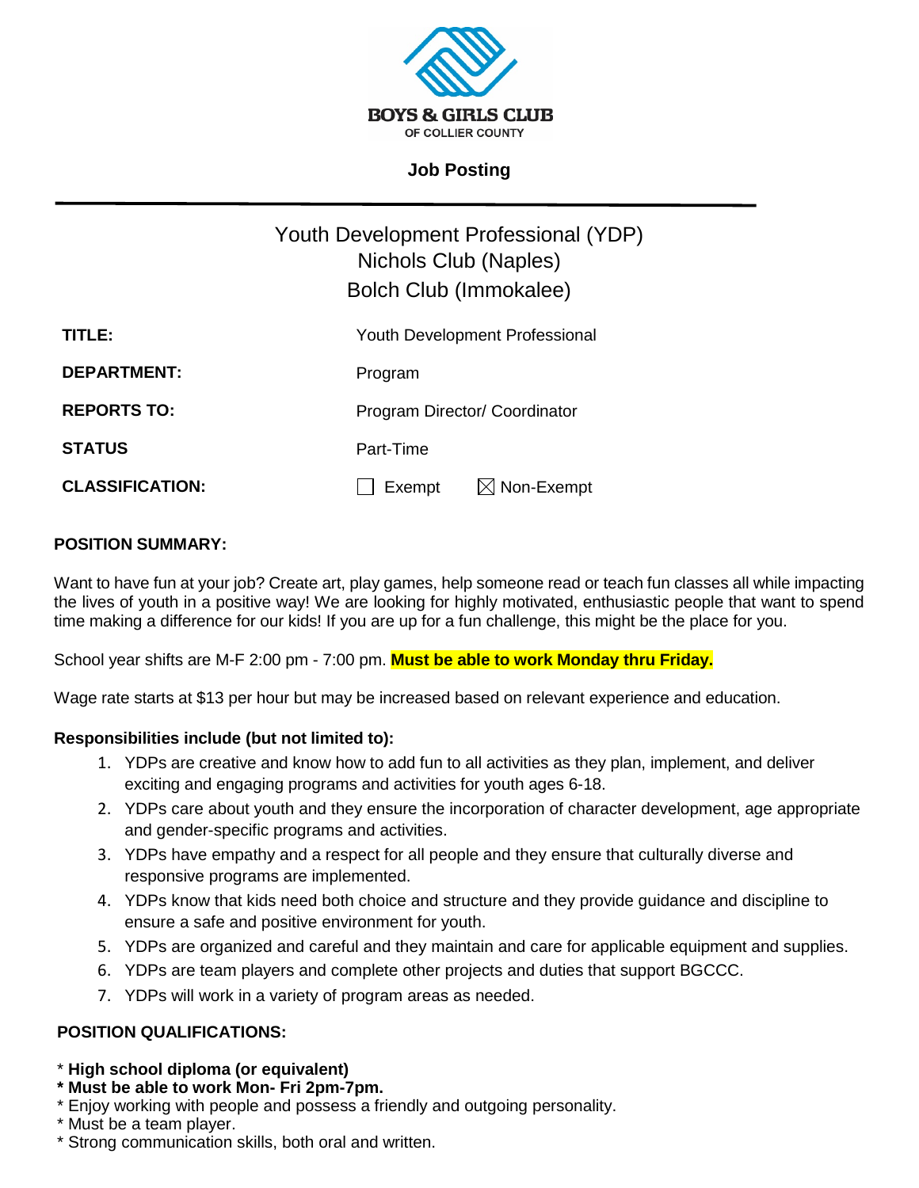**BOYS & GIRLS CLUB**
OF COLLIER COUNTY

**Job Posting**

---

# Youth Development Professional (YDP)
## Nichols Club (Naples)
## Bolch Club (Immokalee)

| | |
|---|---|
| **TITLE:** | Youth Development Professional |
| **DEPARTMENT:** | Program |
| **REPORTS TO:** | Program Director/ Coordinator |
| **STATUS** | Part-Time |
| **CLASSIFICATION:** | ☐ Exempt ☒ Non-Exempt |

**POSITION SUMMARY:**

Want to have fun at your job? Create art, play games, help someone read or teach fun classes all while impacting the lives of youth in a positive way! We are looking for highly motivated, enthusiastic people that want to spend time making a difference for our kids! If you are up for a fun challenge, this might be the place for you.

School year shifts are M-F 2:00 pm - 7:00 pm. **Must be able to work Monday thru Friday.**

Wage rate starts at $13 per hour but may be increased based on relevant experience and education.

**Responsibilities include (but not limited to):**

1. YDPs are creative and know how to add fun to all activities as they plan, implement, and deliver exciting and engaging programs and activities for youth ages 6-18.
2. YDPs care about youth and they ensure the incorporation of character development, age appropriate and gender-specific programs and activities.
3. YDPs have empathy and a respect for all people and they ensure that culturally diverse and responsive programs are implemented.
4. YDPs know that kids need both choice and structure and they provide guidance and discipline to ensure a safe and positive environment for youth.
5. YDPs are organized and careful and they maintain and care for applicable equipment and supplies.
6. YDPs are team players and complete other projects and duties that support BGCCC.
7. YDPs will work in a variety of program areas as needed.

**POSITION QUALIFICATIONS:**

* **High school diploma (or equivalent)**
* **Must be able to work Mon- Fri 2pm-7pm.**
* Enjoy working with people and possess a friendly and outgoing personality.
* Must be a team player.
* Strong communication skills, both oral and written.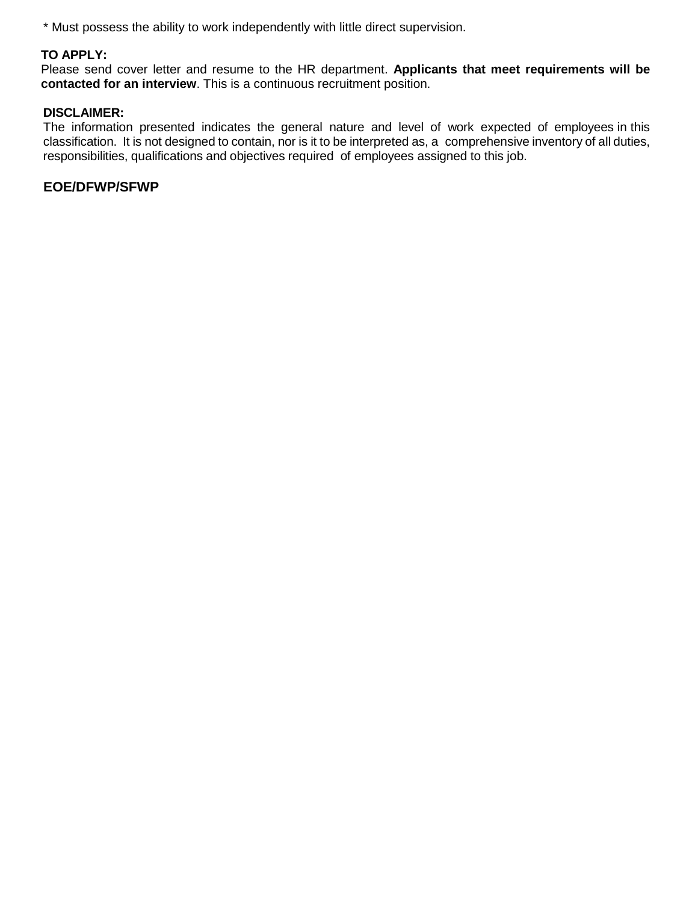* Must possess the ability to work independently with little direct supervision.

**TO APPLY:**

Please send cover letter and resume to the HR department. **Applicants that meet requirements will be contacted for an interview**. This is a continuous recruitment position.

**DISCLAIMER:**

The information presented indicates the general nature and level of work expected of employees in this classification. It is not designed to contain, nor is it to be interpreted as, a comprehensive inventory of all duties, responsibilities, qualifications and objectives required of employees assigned to this job.

**EOE/DFWP/SFWP**